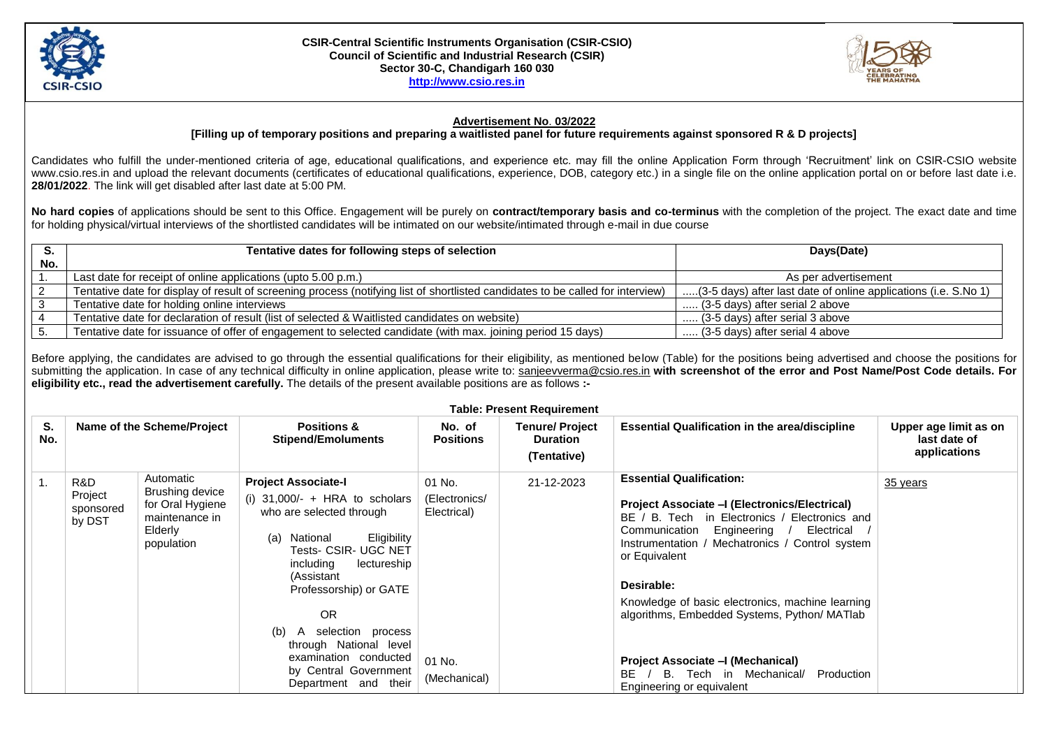**CSIR-Central Scientific Instruments Organisation (CSIR-CSIO)**
**Council of Scientific and Industrial Research (CSIR)**
**Sector 30-C, Chandigarh 160 030**
**http://www.csio.res.in**

## Advertisement No. 03/2022

**[Filling up of temporary positions and preparing a waitlisted panel for future requirements against sponsored R & D projects]**

Candidates who fulfill the under-mentioned criteria of age, educational qualifications, and experience etc. may fill the online Application Form through 'Recruitment' link on CSIR-CSIO website www.csio.res.in and upload the relevant documents (certificates of educational qualifications, experience, DOB, category etc.) in a single file on the online application portal on or before last date i.e. **28/01/2022**. The link will get disabled after last date at 5:00 PM.

**No hard copies** of applications should be sent to this Office. Engagement will be purely on **contract/temporary basis and co-terminus** with the completion of the project. The exact date and time for holding physical/virtual interviews of the shortlisted candidates will be intimated on our website/intimated through e-mail in due course

| S. No. | Tentative dates for following steps of selection | Days(Date) |
|---|---|---|
| 1. | Last date for receipt of online applications (upto 5.00 p.m.) | As per advertisement |
| 2 | Tentative date for display of result of screening process (notifying list of shortlisted candidates to be called for interview) | .....(3-5 days) after last date of online applications (i.e. S.No 1) |
| 3 | Tentative date for holding online interviews | ..... (3-5 days) after serial 2 above |
| 4 | Tentative date for declaration of result (list of selected & Waitlisted candidates on website) | ..... (3-5 days) after serial 3 above |
| 5. | Tentative date for issuance of offer of engagement to selected candidate (with max. joining period 15 days) | ..... (3-5 days) after serial 4 above |

Before applying, the candidates are advised to go through the essential qualifications for their eligibility, as mentioned below (Table) for the positions being advertised and choose the positions for submitting the application. In case of any technical difficulty in online application, please write to: sanjeevverma@csio.res.in **with screenshot of the error and Post Name/Post Code details. For eligibility etc., read the advertisement carefully.** The details of the present available positions are as follows **:-**

**Table: Present Requirement**

| S. No. | Name of the Scheme/Project | | Positions & Stipend/Emoluments | No. of Positions | Tenure/ Project Duration (Tentative) | Essential Qualification in the area/discipline | Upper age limit as on last date of applications |
|---|---|---|---|---|---|---|---|
| 1. | R&D Project sponsored by DST | Automatic Brushing device for Oral Hygiene maintenance in Elderly population | **Project Associate-I**<br>(i) 31,000/- + HRA to scholars who are selected through<br>(a) National Eligibility Tests- CSIR- UGC NET including lectureship (Assistant Professorship) or GATE<br>OR<br>(b) A selection process through National level examination conducted by Central Government Department and their | 01 No. (Electronics/ Electrical)<br><br>01 No. (Mechanical) | 21-12-2023 | **Essential Qualification:**<br>**Project Associate –I (Electronics/Electrical)**<br>BE / B. Tech in Electronics / Electronics and Communication Engineering / Electrical / Instrumentation / Mechatronics / Control system or Equivalent<br>**Desirable:**<br>Knowledge of basic electronics, machine learning algorithms, Embedded Systems, Python/ MATlab<br>**Project Associate –I (Mechanical)**<br>BE / B. Tech in Mechanical/ Production Engineering or equivalent | 35 years |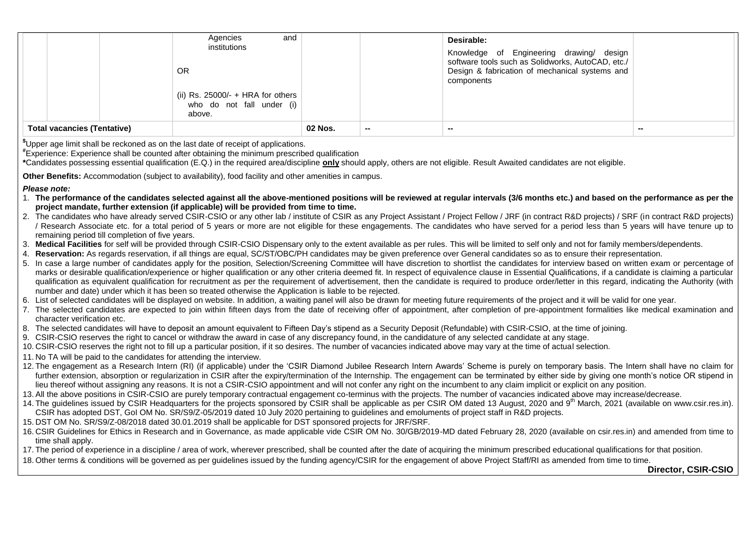| | | | | | | |
|---|---|---|---|---|---|---|
| | | Agencies and institutions<br><br>OR<br><br>(ii) Rs. 25000/- + HRA for others who do not fall under (i) above. | | | **Desirable:**<br>Knowledge of Engineering drawing/ design software tools such as Solidworks, AutoCAD, etc./ Design & fabrication of mechanical systems and components | |
| **Total vacancies (Tentative)** | | | **02 Nos.** | -- | -- | -- |

$Upper age limit shall be reckoned as on the last date of receipt of applications.

#Experience: Experience shall be counted after obtaining the minimum prescribed qualification

**\***Candidates possessing essential qualification (E.Q.) in the required area/discipline **only** should apply, others are not eligible. Result Awaited candidates are not eligible.

**Other Benefits:** Accommodation (subject to availability), food facility and other amenities in campus.

***Please note:***

1. **The performance of the candidates selected against all the above-mentioned positions will be reviewed at regular intervals (3/6 months etc.) and based on the performance as per the project mandate, further extension (if applicable) will be provided from time to time.**
2. The candidates who have already served CSIR-CSIO or any other lab / institute of CSIR as any Project Assistant / Project Fellow / JRF (in contract R&D projects) / SRF (in contract R&D projects) / Research Associate etc. for a total period of 5 years or more are not eligible for these engagements. The candidates who have served for a period less than 5 years will have tenure up to remaining period till completion of five years.
3. **Medical Facilities** for self will be provided through CSIR-CSIO Dispensary only to the extent available as per rules. This will be limited to self only and not for family members/dependents.
4. **Reservation:** As regards reservation, if all things are equal, SC/ST/OBC/PH candidates may be given preference over General candidates so as to ensure their representation.
5. In case a large number of candidates apply for the position, Selection/Screening Committee will have discretion to shortlist the candidates for interview based on written exam or percentage of marks or desirable qualification/experience or higher qualification or any other criteria deemed fit. In respect of equivalence clause in Essential Qualifications, if a candidate is claiming a particular qualification as equivalent qualification for recruitment as per the requirement of advertisement, then the candidate is required to produce order/letter in this regard, indicating the Authority (with number and date) under which it has been so treated otherwise the Application is liable to be rejected.
6. List of selected candidates will be displayed on website. In addition, a waiting panel will also be drawn for meeting future requirements of the project and it will be valid for one year.
7. The selected candidates are expected to join within fifteen days from the date of receiving offer of appointment, after completion of pre-appointment formalities like medical examination and character verification etc.
8. The selected candidates will have to deposit an amount equivalent to Fifteen Day's stipend as a Security Deposit (Refundable) with CSIR-CSIO, at the time of joining.
9. CSIR-CSIO reserves the right to cancel or withdraw the award in case of any discrepancy found, in the candidature of any selected candidate at any stage.
10. CSIR-CSIO reserves the right not to fill up a particular position, if it so desires. The number of vacancies indicated above may vary at the time of actual selection.
11. No TA will be paid to the candidates for attending the interview.
12. The engagement as a Research Intern (RI) (if applicable) under the 'CSIR Diamond Jubilee Research Intern Awards' Scheme is purely on temporary basis. The Intern shall have no claim for further extension, absorption or regularization in CSIR after the expiry/termination of the Internship. The engagement can be terminated by either side by giving one month's notice OR stipend in lieu thereof without assigning any reasons. It is not a CSIR-CSIO appointment and will not confer any right on the incumbent to any claim implicit or explicit on any position.
13. All the above positions in CSIR-CSIO are purely temporary contractual engagement co-terminus with the projects. The number of vacancies indicated above may increase/decrease.
14. The guidelines issued by CSIR Headquarters for the projects sponsored by CSIR shall be applicable as per CSIR OM dated 13 August, 2020 and 9th March, 2021 (available on www.csir.res.in). CSIR has adopted DST, GoI OM No. SR/S9/Z-05/2019 dated 10 July 2020 pertaining to guidelines and emoluments of project staff in R&D projects.
15. DST OM No. SR/S9/Z-08/2018 dated 30.01.2019 shall be applicable for DST sponsored projects for JRF/SRF.
16. CSIR Guidelines for Ethics in Research and in Governance, as made applicable vide CSIR OM No. 30/GB/2019-MD dated February 28, 2020 (available on csir.res.in) and amended from time to time shall apply.
17. The period of experience in a discipline / area of work, wherever prescribed, shall be counted after the date of acquiring the minimum prescribed educational qualifications for that position.
18. Other terms & conditions will be governed as per guidelines issued by the funding agency/CSIR for the engagement of above Project Staff/RI as amended from time to time.

**Director, CSIR-CSIO**